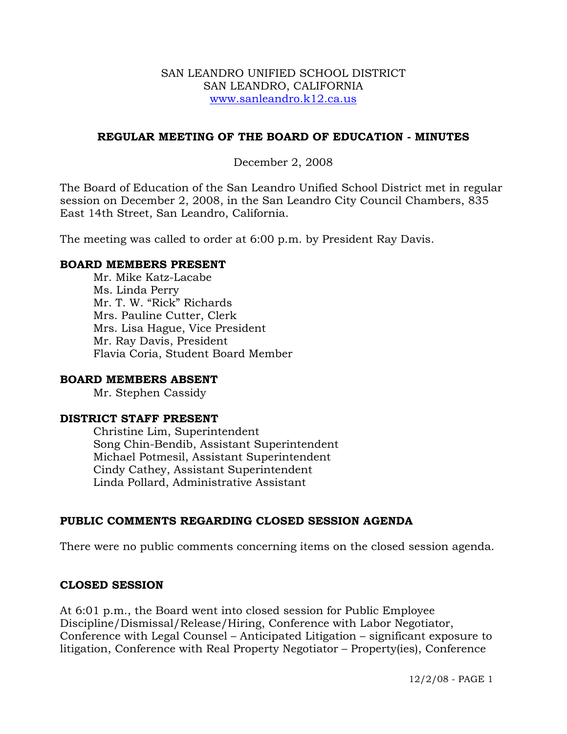SAN LEANDRO UNIFIED SCHOOL DISTRICT
SAN LEANDRO, CALIFORNIA
www.sanleandro.k12.ca.us

## REGULAR MEETING OF THE BOARD OF EDUCATION - MINUTES

December 2, 2008

The Board of Education of the San Leandro Unified School District met in regular session on December 2, 2008, in the San Leandro City Council Chambers, 835 East 14th Street, San Leandro, California.

The meeting was called to order at 6:00 p.m. by President Ray Davis.

### BOARD MEMBERS PRESENT

Mr. Mike Katz-Lacabe
Ms. Linda Perry
Mr. T. W. "Rick" Richards
Mrs. Pauline Cutter, Clerk
Mrs. Lisa Hague, Vice President
Mr. Ray Davis, President
Flavia Coria, Student Board Member

### BOARD MEMBERS ABSENT

Mr. Stephen Cassidy

### DISTRICT STAFF PRESENT

Christine Lim, Superintendent
Song Chin-Bendib, Assistant Superintendent
Michael Potmesil, Assistant Superintendent
Cindy Cathey, Assistant Superintendent
Linda Pollard, Administrative Assistant

### PUBLIC COMMENTS REGARDING CLOSED SESSION AGENDA

There were no public comments concerning items on the closed session agenda.

### CLOSED SESSION

At 6:01 p.m., the Board went into closed session for Public Employee Discipline/Dismissal/Release/Hiring, Conference with Labor Negotiator, Conference with Legal Counsel – Anticipated Litigation – significant exposure to litigation, Conference with Real Property Negotiator – Property(ies), Conference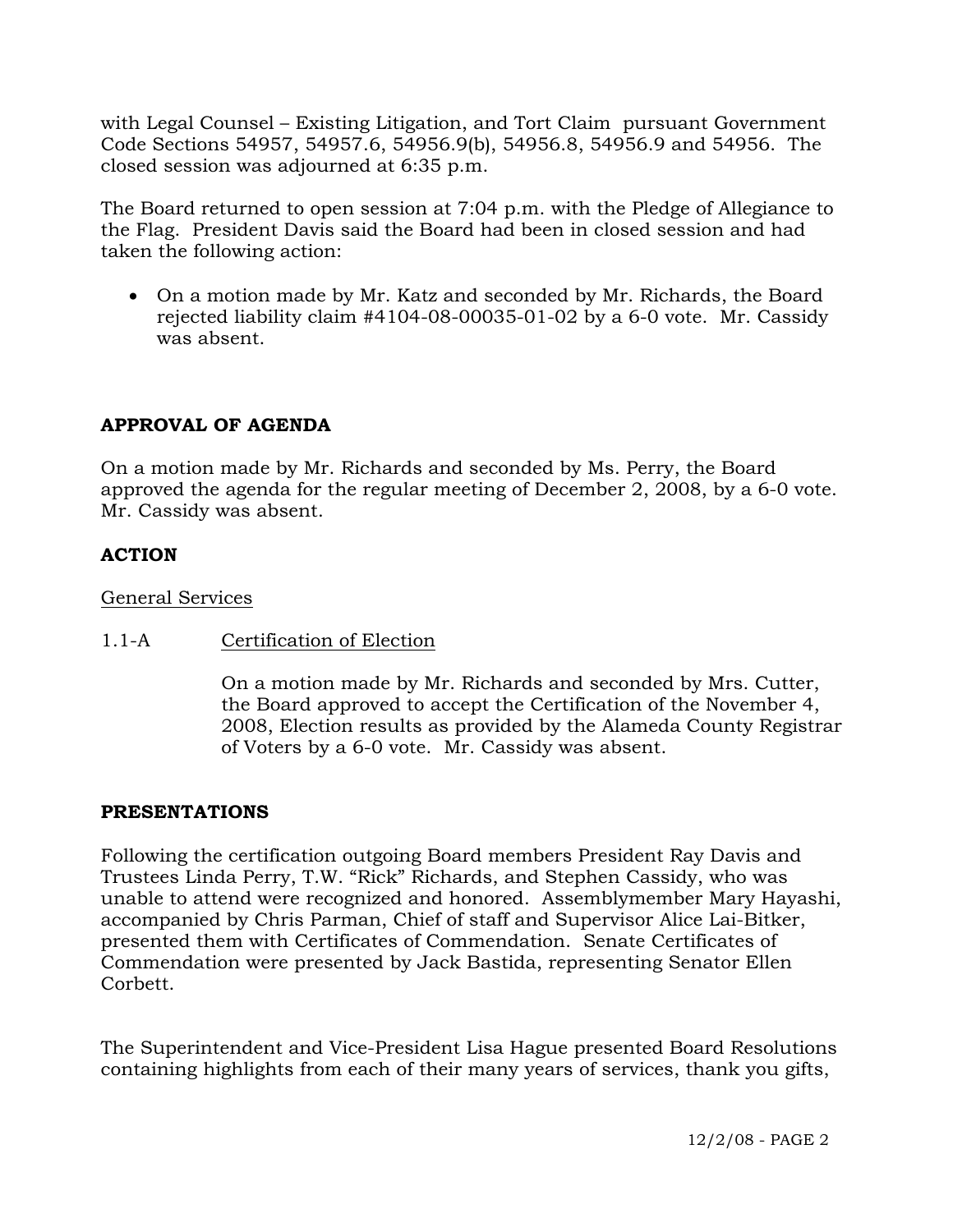with Legal Counsel – Existing Litigation, and Tort Claim pursuant Government Code Sections 54957, 54957.6, 54956.9(b), 54956.8, 54956.9 and 54956. The closed session was adjourned at 6:35 p.m.

The Board returned to open session at 7:04 p.m. with the Pledge of Allegiance to the Flag. President Davis said the Board had been in closed session and had taken the following action:

- On a motion made by Mr. Katz and seconded by Mr. Richards, the Board rejected liability claim #4104-08-00035-01-02 by a 6-0 vote. Mr. Cassidy was absent.

## APPROVAL OF AGENDA

On a motion made by Mr. Richards and seconded by Ms. Perry, the Board approved the agenda for the regular meeting of December 2, 2008, by a 6-0 vote. Mr. Cassidy was absent.

## ACTION

General Services

1.1-A Certification of Election

On a motion made by Mr. Richards and seconded by Mrs. Cutter, the Board approved to accept the Certification of the November 4, 2008, Election results as provided by the Alameda County Registrar of Voters by a 6-0 vote. Mr. Cassidy was absent.

## PRESENTATIONS

Following the certification outgoing Board members President Ray Davis and Trustees Linda Perry, T.W. "Rick" Richards, and Stephen Cassidy, who was unable to attend were recognized and honored. Assemblymember Mary Hayashi, accompanied by Chris Parman, Chief of staff and Supervisor Alice Lai-Bitker, presented them with Certificates of Commendation. Senate Certificates of Commendation were presented by Jack Bastida, representing Senator Ellen Corbett.

The Superintendent and Vice-President Lisa Hague presented Board Resolutions containing highlights from each of their many years of services, thank you gifts,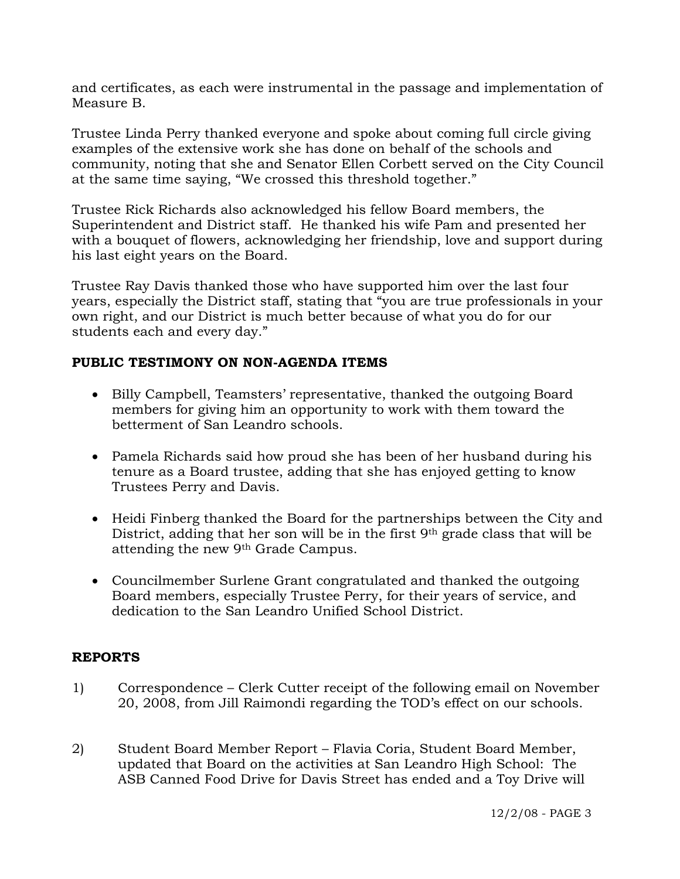and certificates, as each were instrumental in the passage and implementation of Measure B.

Trustee Linda Perry thanked everyone and spoke about coming full circle giving examples of the extensive work she has done on behalf of the schools and community, noting that she and Senator Ellen Corbett served on the City Council at the same time saying, "We crossed this threshold together."

Trustee Rick Richards also acknowledged his fellow Board members, the Superintendent and District staff. He thanked his wife Pam and presented her with a bouquet of flowers, acknowledging her friendship, love and support during his last eight years on the Board.

Trustee Ray Davis thanked those who have supported him over the last four years, especially the District staff, stating that "you are true professionals in your own right, and our District is much better because of what you do for our students each and every day."

**PUBLIC TESTIMONY ON NON-AGENDA ITEMS**

- Billy Campbell, Teamsters' representative, thanked the outgoing Board members for giving him an opportunity to work with them toward the betterment of San Leandro schools.

- Pamela Richards said how proud she has been of her husband during his tenure as a Board trustee, adding that she has enjoyed getting to know Trustees Perry and Davis.

- Heidi Finberg thanked the Board for the partnerships between the City and District, adding that her son will be in the first 9th grade class that will be attending the new 9th Grade Campus.

- Councilmember Surlene Grant congratulated and thanked the outgoing Board members, especially Trustee Perry, for their years of service, and dedication to the San Leandro Unified School District.

**REPORTS**

1) Correspondence – Clerk Cutter receipt of the following email on November 20, 2008, from Jill Raimondi regarding the TOD's effect on our schools.

2) Student Board Member Report – Flavia Coria, Student Board Member, updated that Board on the activities at San Leandro High School: The ASB Canned Food Drive for Davis Street has ended and a Toy Drive will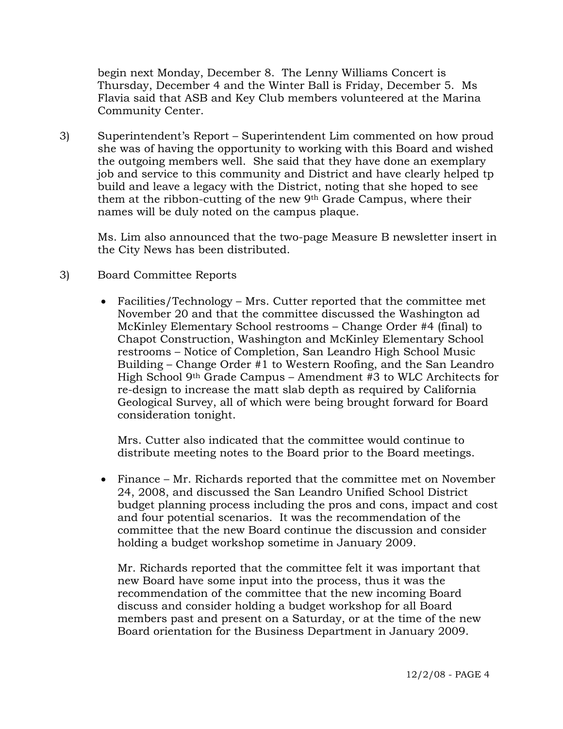begin next Monday, December 8. The Lenny Williams Concert is Thursday, December 4 and the Winter Ball is Friday, December 5. Ms Flavia said that ASB and Key Club members volunteered at the Marina Community Center.

3) Superintendent's Report – Superintendent Lim commented on how proud she was of having the opportunity to working with this Board and wished the outgoing members well. She said that they have done an exemplary job and service to this community and District and have clearly helped tp build and leave a legacy with the District, noting that she hoped to see them at the ribbon-cutting of the new 9th Grade Campus, where their names will be duly noted on the campus plaque.

   Ms. Lim also announced that the two-page Measure B newsletter insert in the City News has been distributed.

3) Board Committee Reports

   - Facilities/Technology – Mrs. Cutter reported that the committee met November 20 and that the committee discussed the Washington ad McKinley Elementary School restrooms – Change Order #4 (final) to Chapot Construction, Washington and McKinley Elementary School restrooms – Notice of Completion, San Leandro High School Music Building – Change Order #1 to Western Roofing, and the San Leandro High School 9th Grade Campus – Amendment #3 to WLC Architects for re-design to increase the matt slab depth as required by California Geological Survey, all of which were being brought forward for Board consideration tonight.

     Mrs. Cutter also indicated that the committee would continue to distribute meeting notes to the Board prior to the Board meetings.

   - Finance – Mr. Richards reported that the committee met on November 24, 2008, and discussed the San Leandro Unified School District budget planning process including the pros and cons, impact and cost and four potential scenarios. It was the recommendation of the committee that the new Board continue the discussion and consider holding a budget workshop sometime in January 2009.

     Mr. Richards reported that the committee felt it was important that new Board have some input into the process, thus it was the recommendation of the committee that the new incoming Board discuss and consider holding a budget workshop for all Board members past and present on a Saturday, or at the time of the new Board orientation for the Business Department in January 2009.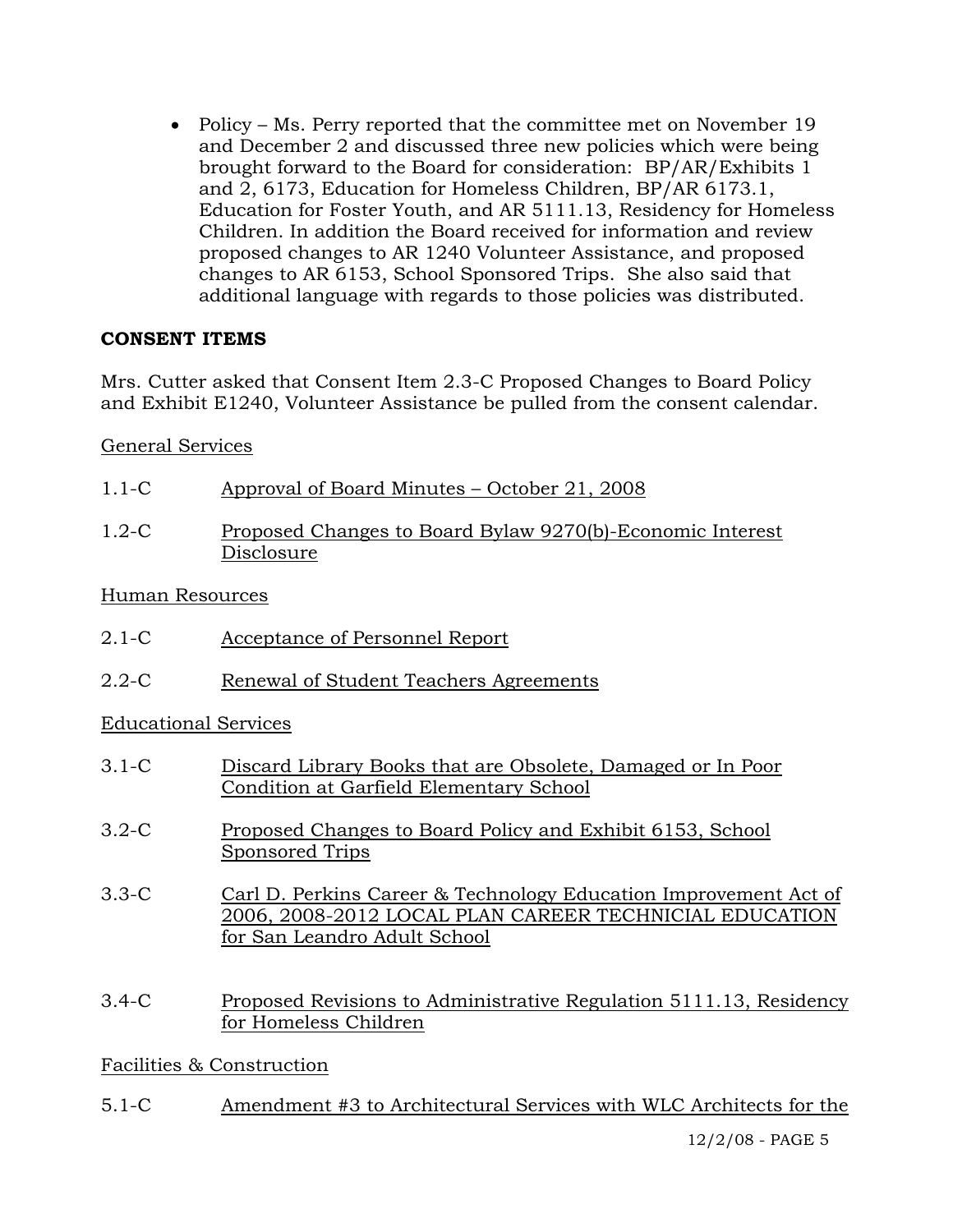- Policy – Ms. Perry reported that the committee met on November 19 and December 2 and discussed three new policies which were being brought forward to the Board for consideration: BP/AR/Exhibits 1 and 2, 6173, Education for Homeless Children, BP/AR 6173.1, Education for Foster Youth, and AR 5111.13, Residency for Homeless Children. In addition the Board received for information and review proposed changes to AR 1240 Volunteer Assistance, and proposed changes to AR 6153, School Sponsored Trips. She also said that additional language with regards to those policies was distributed.

**CONSENT ITEMS**

Mrs. Cutter asked that Consent Item 2.3-C Proposed Changes to Board Policy and Exhibit E1240, Volunteer Assistance be pulled from the consent calendar.

General Services

1.1-C Approval of Board Minutes – October 21, 2008

1.2-C Proposed Changes to Board Bylaw 9270(b)-Economic Interest Disclosure

Human Resources

2.1-C Acceptance of Personnel Report

2.2-C Renewal of Student Teachers Agreements

Educational Services

3.1-C Discard Library Books that are Obsolete, Damaged or In Poor Condition at Garfield Elementary School

3.2-C Proposed Changes to Board Policy and Exhibit 6153, School Sponsored Trips

3.3-C Carl D. Perkins Career & Technology Education Improvement Act of 2006, 2008-2012 LOCAL PLAN CAREER TECHNICIAL EDUCATION for San Leandro Adult School

3.4-C Proposed Revisions to Administrative Regulation 5111.13, Residency for Homeless Children

Facilities & Construction

5.1-C Amendment #3 to Architectural Services with WLC Architects for the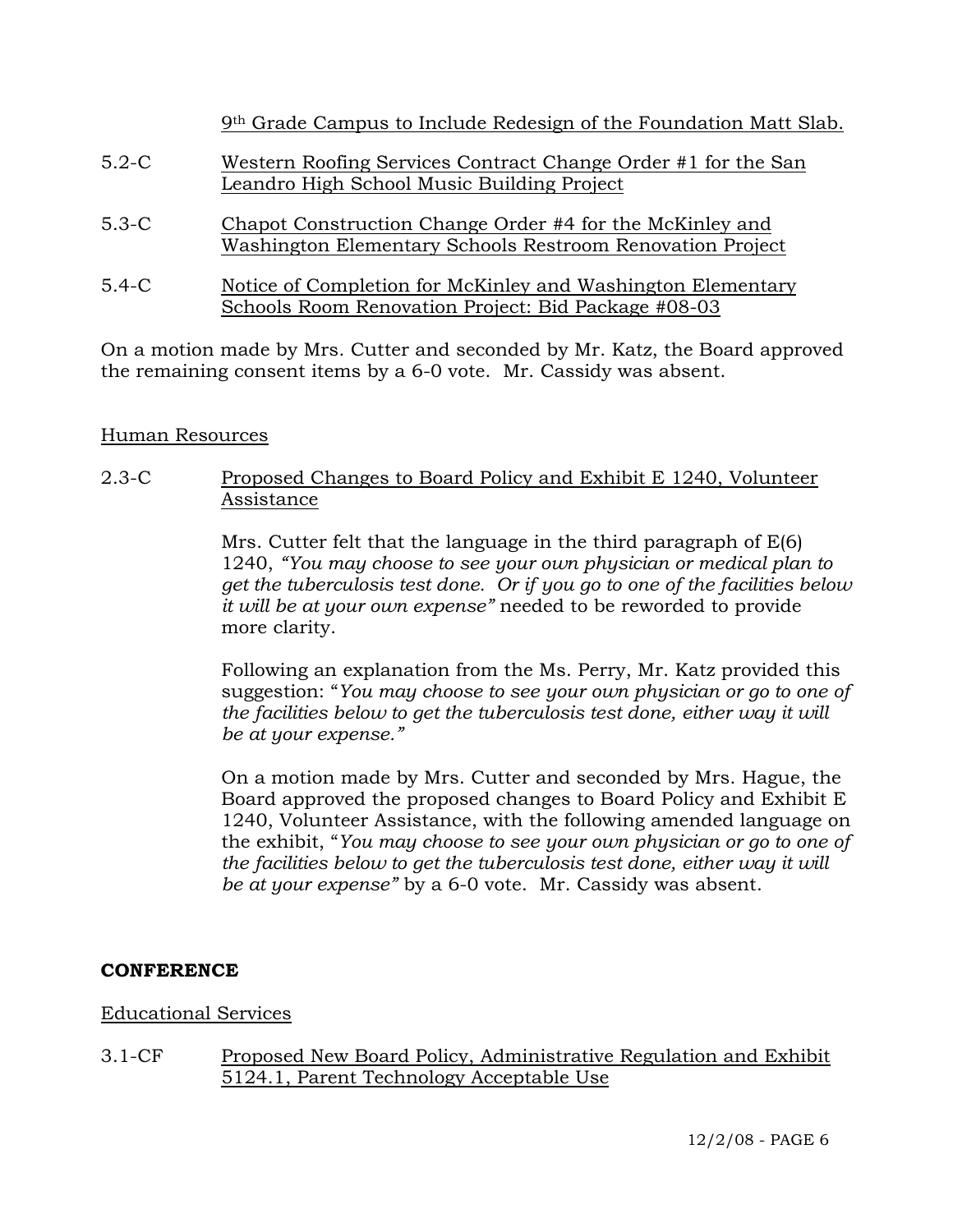9th Grade Campus to Include Redesign of the Foundation Matt Slab.

5.2-C Western Roofing Services Contract Change Order #1 for the San Leandro High School Music Building Project

5.3-C Chapot Construction Change Order #4 for the McKinley and Washington Elementary Schools Restroom Renovation Project

5.4-C Notice of Completion for McKinley and Washington Elementary Schools Room Renovation Project: Bid Package #08-03

On a motion made by Mrs. Cutter and seconded by Mr. Katz, the Board approved the remaining consent items by a 6-0 vote. Mr. Cassidy was absent.

Human Resources

2.3-C Proposed Changes to Board Policy and Exhibit E 1240, Volunteer Assistance

Mrs. Cutter felt that the language in the third paragraph of E(6) 1240, *"You may choose to see your own physician or medical plan to get the tuberculosis test done. Or if you go to one of the facilities below it will be at your own expense"* needed to be reworded to provide more clarity.

Following an explanation from the Ms. Perry, Mr. Katz provided this suggestion: "*You may choose to see your own physician or go to one of the facilities below to get the tuberculosis test done, either way it will be at your expense."*

On a motion made by Mrs. Cutter and seconded by Mrs. Hague, the Board approved the proposed changes to Board Policy and Exhibit E 1240, Volunteer Assistance, with the following amended language on the exhibit, "*You may choose to see your own physician or go to one of the facilities below to get the tuberculosis test done, either way it will be at your expense"* by a 6-0 vote. Mr. Cassidy was absent.

**CONFERENCE**

Educational Services

3.1-CF Proposed New Board Policy, Administrative Regulation and Exhibit 5124.1, Parent Technology Acceptable Use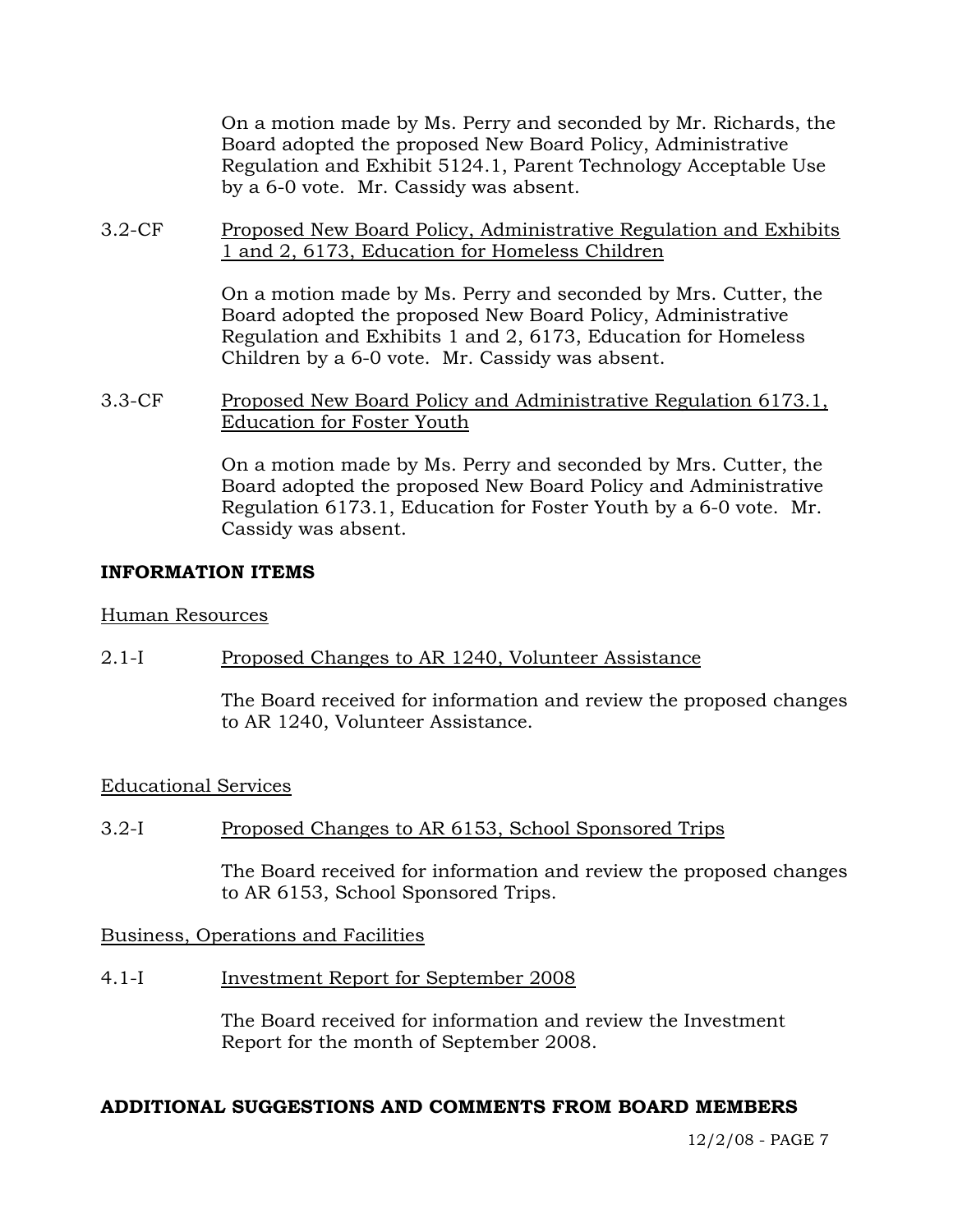On a motion made by Ms. Perry and seconded by Mr. Richards, the Board adopted the proposed New Board Policy, Administrative Regulation and Exhibit 5124.1, Parent Technology Acceptable Use by a 6-0 vote. Mr. Cassidy was absent.

3.2-CF Proposed New Board Policy, Administrative Regulation and Exhibits 1 and 2, 6173, Education for Homeless Children

On a motion made by Ms. Perry and seconded by Mrs. Cutter, the Board adopted the proposed New Board Policy, Administrative Regulation and Exhibits 1 and 2, 6173, Education for Homeless Children by a 6-0 vote. Mr. Cassidy was absent.

3.3-CF Proposed New Board Policy and Administrative Regulation 6173.1, Education for Foster Youth

On a motion made by Ms. Perry and seconded by Mrs. Cutter, the Board adopted the proposed New Board Policy and Administrative Regulation 6173.1, Education for Foster Youth by a 6-0 vote. Mr. Cassidy was absent.

## INFORMATION ITEMS

Human Resources

2.1-I Proposed Changes to AR 1240, Volunteer Assistance

The Board received for information and review the proposed changes to AR 1240, Volunteer Assistance.

Educational Services

3.2-I Proposed Changes to AR 6153, School Sponsored Trips

The Board received for information and review the proposed changes to AR 6153, School Sponsored Trips.

Business, Operations and Facilities

4.1-I Investment Report for September 2008

The Board received for information and review the Investment Report for the month of September 2008.

## ADDITIONAL SUGGESTIONS AND COMMENTS FROM BOARD MEMBERS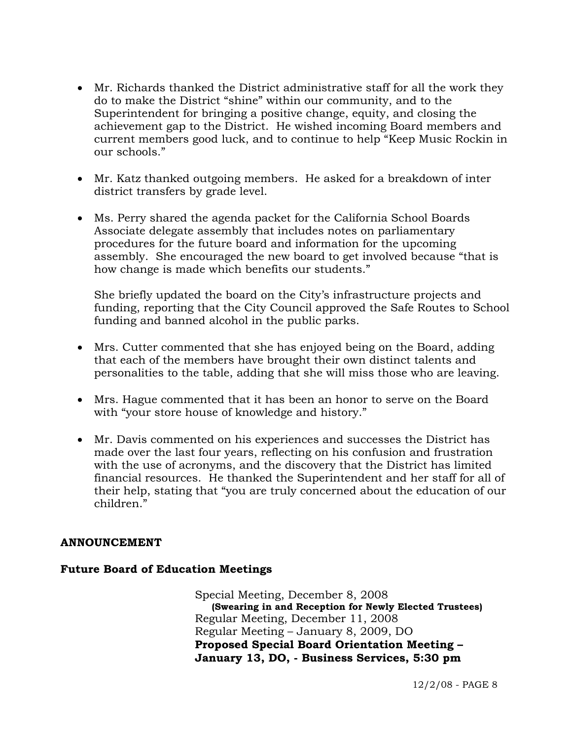- Mr. Richards thanked the District administrative staff for all the work they do to make the District "shine" within our community, and to the Superintendent for bringing a positive change, equity, and closing the achievement gap to the District. He wished incoming Board members and current members good luck, and to continue to help "Keep Music Rockin in our schools."

- Mr. Katz thanked outgoing members. He asked for a breakdown of inter district transfers by grade level.

- Ms. Perry shared the agenda packet for the California School Boards Associate delegate assembly that includes notes on parliamentary procedures for the future board and information for the upcoming assembly. She encouraged the new board to get involved because "that is how change is made which benefits our students."

  She briefly updated the board on the City's infrastructure projects and funding, reporting that the City Council approved the Safe Routes to School funding and banned alcohol in the public parks.

- Mrs. Cutter commented that she has enjoyed being on the Board, adding that each of the members have brought their own distinct talents and personalities to the table, adding that she will miss those who are leaving.

- Mrs. Hague commented that it has been an honor to serve on the Board with "your store house of knowledge and history."

- Mr. Davis commented on his experiences and successes the District has made over the last four years, reflecting on his confusion and frustration with the use of acronyms, and the discovery that the District has limited financial resources. He thanked the Superintendent and her staff for all of their help, stating that "you are truly concerned about the education of our children."

**ANNOUNCEMENT**

**Future Board of Education Meetings**

Special Meeting, December 8, 2008
**(Swearing in and Reception for Newly Elected Trustees)**
Regular Meeting, December 11, 2008
Regular Meeting – January 8, 2009, DO
**Proposed Special Board Orientation Meeting – January 13, DO, - Business Services, 5:30 pm**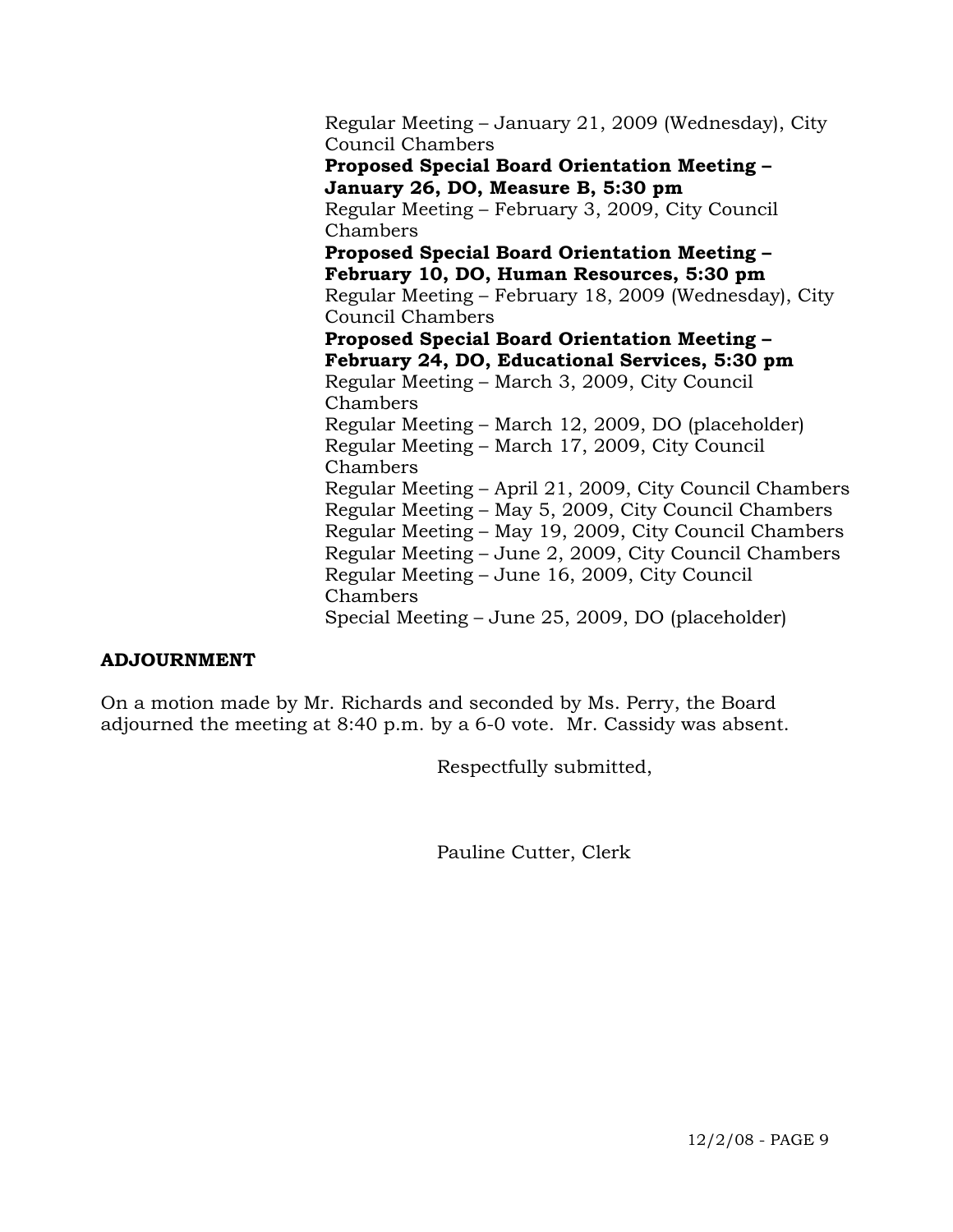Regular Meeting – January 21, 2009 (Wednesday), City Council Chambers
**Proposed Special Board Orientation Meeting – January 26, DO, Measure B, 5:30 pm**
Regular Meeting – February 3, 2009, City Council Chambers
**Proposed Special Board Orientation Meeting – February 10, DO, Human Resources, 5:30 pm**
Regular Meeting – February 18, 2009 (Wednesday), City Council Chambers
**Proposed Special Board Orientation Meeting – February 24, DO, Educational Services, 5:30 pm**
Regular Meeting – March 3, 2009, City Council Chambers
Regular Meeting – March 12, 2009, DO (placeholder)
Regular Meeting – March 17, 2009, City Council Chambers
Regular Meeting – April 21, 2009, City Council Chambers
Regular Meeting – May 5, 2009, City Council Chambers
Regular Meeting – May 19, 2009, City Council Chambers
Regular Meeting – June 2, 2009, City Council Chambers
Regular Meeting – June 16, 2009, City Council Chambers
Special Meeting – June 25, 2009, DO (placeholder)

**ADJOURNMENT**

On a motion made by Mr. Richards and seconded by Ms. Perry, the Board adjourned the meeting at 8:40 p.m. by a 6-0 vote. Mr. Cassidy was absent.

Respectfully submitted,

Pauline Cutter, Clerk